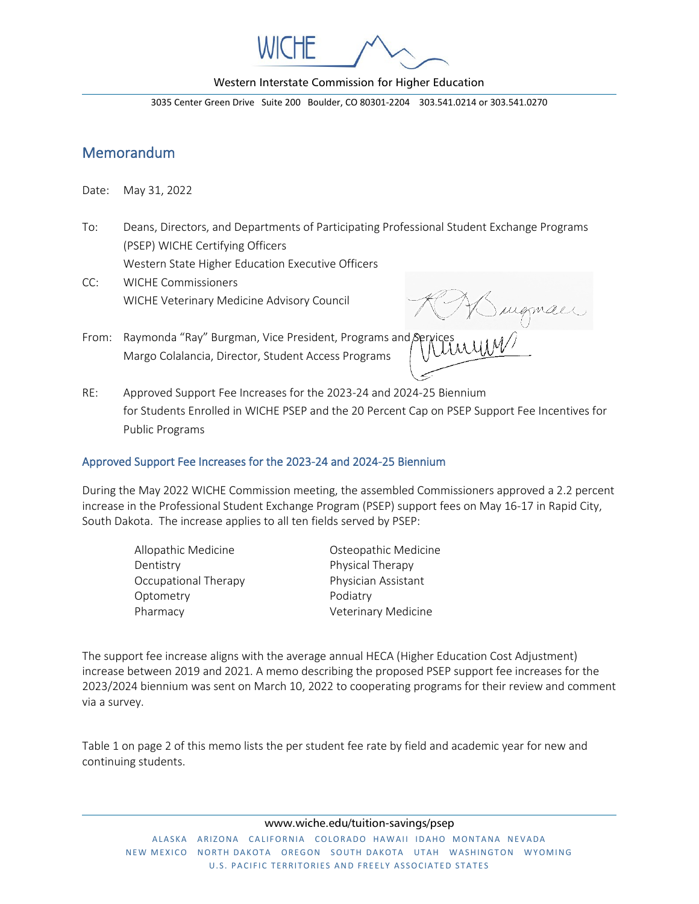WICHE

Western Interstate Commission for Higher Education

3035 Center Green Drive Suite 200 Boulder, CO 80301-2204 303.541.0214 or 303.541.0270

## Memorandum

Date: May 31, 2022

To: Deans, Directors, and Departments of Participating Professional Student Exchange Programs (PSEP) WICHE Certifying Officers
Western State Higher Education Executive Officers

CC: WICHE Commissioners
WICHE Veterinary Medicine Advisory Council

From: Raymonda "Ray" Burgman, Vice President, Programs and Services
Margo Colalancia, Director, Student Access Programs

RE: Approved Support Fee Increases for the 2023-24 and 2024-25 Biennium for Students Enrolled in WICHE PSEP and the 20 Percent Cap on PSEP Support Fee Incentives for Public Programs

### Approved Support Fee Increases for the 2023-24 and 2024-25 Biennium

During the May 2022 WICHE Commission meeting, the assembled Commissioners approved a 2.2 percent increase in the Professional Student Exchange Program (PSEP) support fees on May 16-17 in Rapid City, South Dakota. The increase applies to all ten fields served by PSEP:

- Allopathic Medicine
- Dentistry
- Occupational Therapy
- Optometry
- Pharmacy
- Osteopathic Medicine
- Physical Therapy
- Physician Assistant
- Podiatry
- Veterinary Medicine

The support fee increase aligns with the average annual HECA (Higher Education Cost Adjustment) increase between 2019 and 2021. A memo describing the proposed PSEP support fee increases for the 2023/2024 biennium was sent on March 10, 2022 to cooperating programs for their review and comment via a survey.

Table 1 on page 2 of this memo lists the per student fee rate by field and academic year for new and continuing students.

www.wiche.edu/tuition-savings/psep

ALASKA ARIZONA CALIFORNIA COLORADO HAWAII IDAHO MONTANA NEVADA NEW MEXICO NORTH DAKOTA OREGON SOUTH DAKOTA UTAH WASHINGTON WYOMING U.S. PACIFIC TERRITORIES AND FREELY ASSOCIATED STATES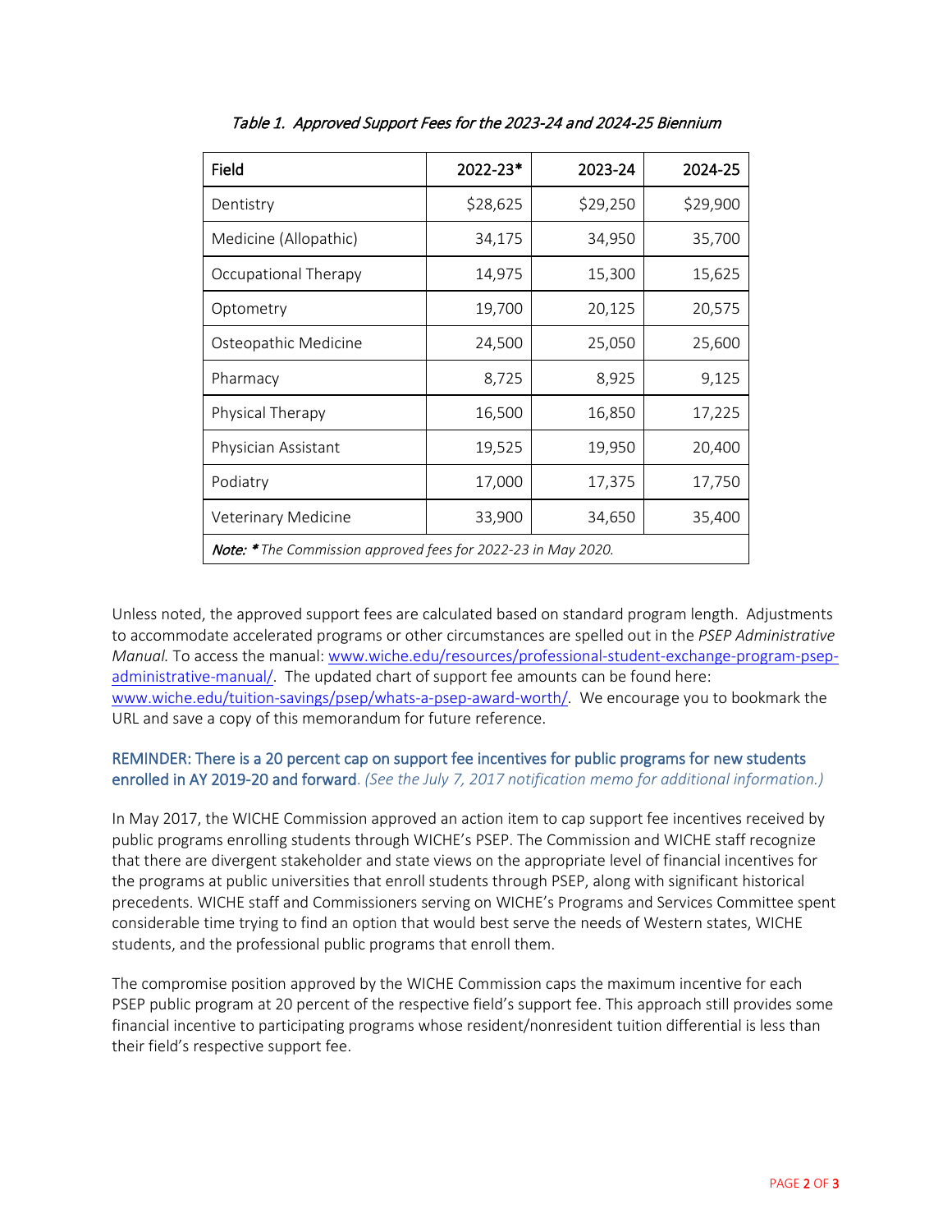*Table 1. Approved Support Fees for the 2023-24 and 2024-25 Biennium*

| Field | 2022-23* | 2023-24 | 2024-25 |
|---|---|---|---|
| Dentistry | $28,625 | $29,250 | $29,900 |
| Medicine (Allopathic) | 34,175 | 34,950 | 35,700 |
| Occupational Therapy | 14,975 | 15,300 | 15,625 |
| Optometry | 19,700 | 20,125 | 20,575 |
| Osteopathic Medicine | 24,500 | 25,050 | 25,600 |
| Pharmacy | 8,725 | 8,925 | 9,125 |
| Physical Therapy | 16,500 | 16,850 | 17,225 |
| Physician Assistant | 19,525 | 19,950 | 20,400 |
| Podiatry | 17,000 | 17,375 | 17,750 |
| Veterinary Medicine | 33,900 | 34,650 | 35,400 |

***Note:* *** *The Commission approved fees for 2022-23 in May 2020.*

Unless noted, the approved support fees are calculated based on standard program length. Adjustments to accommodate accelerated programs or other circumstances are spelled out in the *PSEP Administrative Manual*. To access the manual: [www.wiche.edu/resources/professional-student-exchange-program-psep-administrative-manual/](http://www.wiche.edu/resources/professional-student-exchange-program-psep-administrative-manual/). The updated chart of support fee amounts can be found here: [www.wiche.edu/tuition-savings/psep/whats-a-psep-award-worth/](http://www.wiche.edu/tuition-savings/psep/whats-a-psep-award-worth/). We encourage you to bookmark the URL and save a copy of this memorandum for future reference.

**REMINDER: There is a 20 percent cap on support fee incentives for public programs for new students enrolled in AY 2019-20 and forward**. *(See the July 7, 2017 notification memo for additional information.)*

In May 2017, the WICHE Commission approved an action item to cap support fee incentives received by public programs enrolling students through WICHE's PSEP. The Commission and WICHE staff recognize that there are divergent stakeholder and state views on the appropriate level of financial incentives for the programs at public universities that enroll students through PSEP, along with significant historical precedents. WICHE staff and Commissioners serving on WICHE's Programs and Services Committee spent considerable time trying to find an option that would best serve the needs of Western states, WICHE students, and the professional public programs that enroll them.

The compromise position approved by the WICHE Commission caps the maximum incentive for each PSEP public program at 20 percent of the respective field's support fee. This approach still provides some financial incentive to participating programs whose resident/nonresident tuition differential is less than their field's respective support fee.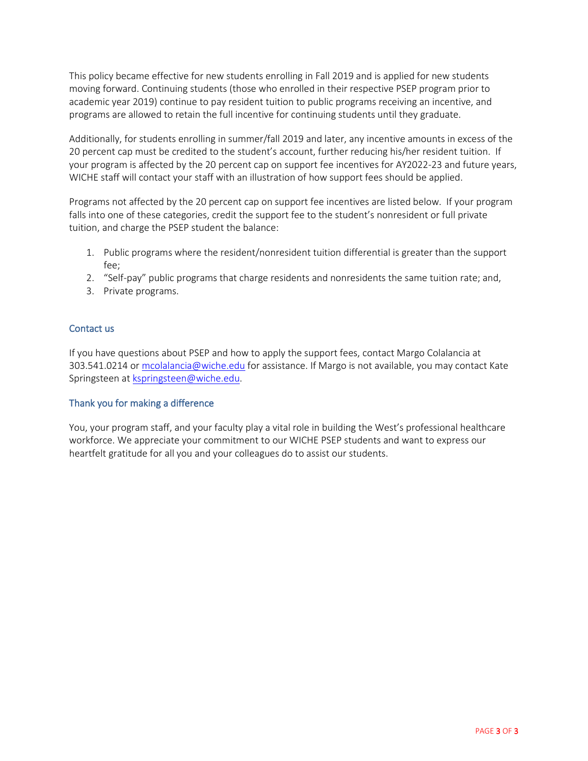This policy became effective for new students enrolling in Fall 2019 and is applied for new students moving forward. Continuing students (those who enrolled in their respective PSEP program prior to academic year 2019) continue to pay resident tuition to public programs receiving an incentive, and programs are allowed to retain the full incentive for continuing students until they graduate.

Additionally, for students enrolling in summer/fall 2019 and later, any incentive amounts in excess of the 20 percent cap must be credited to the student's account, further reducing his/her resident tuition. If your program is affected by the 20 percent cap on support fee incentives for AY2022-23 and future years, WICHE staff will contact your staff with an illustration of how support fees should be applied.

Programs not affected by the 20 percent cap on support fee incentives are listed below. If your program falls into one of these categories, credit the support fee to the student's nonresident or full private tuition, and charge the PSEP student the balance:

1. Public programs where the resident/nonresident tuition differential is greater than the support fee;
2. "Self-pay" public programs that charge residents and nonresidents the same tuition rate; and,
3. Private programs.

## Contact us

If you have questions about PSEP and how to apply the support fees, contact Margo Colalancia at 303.541.0214 or mcolalancia@wiche.edu for assistance. If Margo is not available, you may contact Kate Springsteen at kspringsteen@wiche.edu.

## Thank you for making a difference

You, your program staff, and your faculty play a vital role in building the West's professional healthcare workforce. We appreciate your commitment to our WICHE PSEP students and want to express our heartfelt gratitude for all you and your colleagues do to assist our students.